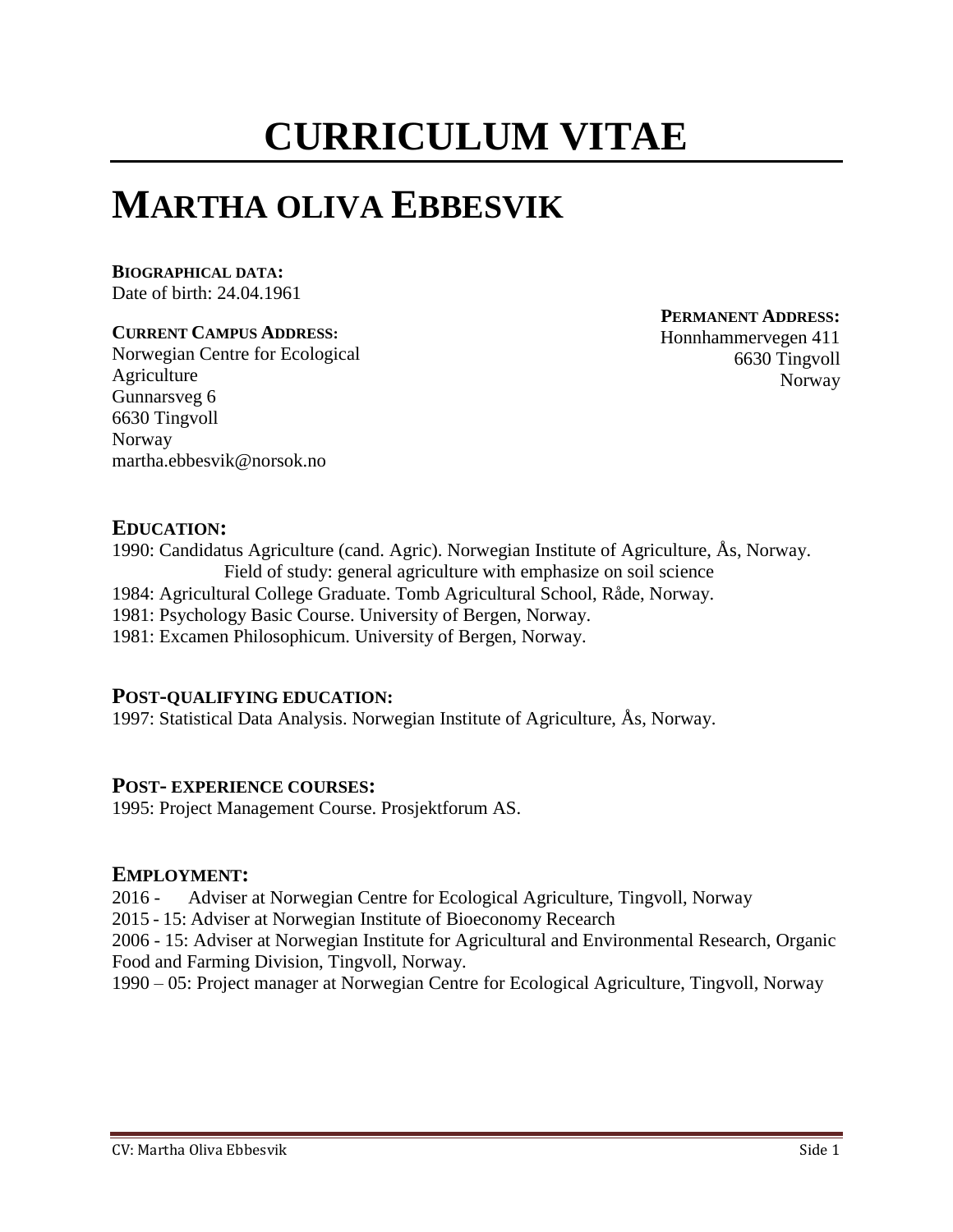# CURRICULUM VITAE

# MARTHA OLIVA EBBESVIK

**BIOGRAPHICAL DATA:**
Date of birth: 24.04.1961

**CURRENT CAMPUS ADDRESS:**
Norwegian Centre for Ecological Agriculture
Gunnarsveg 6
6630 Tingvoll
Norway
martha.ebbesvik@norsok.no

**PERMANENT ADDRESS:**
Honnhammervegen 411
6630 Tingvoll
Norway

## EDUCATION:

1990: Candidatus Agriculture (cand. Agric). Norwegian Institute of Agriculture, Ås, Norway.
Field of study: general agriculture with emphasize on soil science
1984: Agricultural College Graduate. Tomb Agricultural School, Råde, Norway.
1981: Psychology Basic Course. University of Bergen, Norway.
1981: Excamen Philosophicum. University of Bergen, Norway.

## POST-QUALIFYING EDUCATION:

1997: Statistical Data Analysis. Norwegian Institute of Agriculture, Ås, Norway.

## POST- EXPERIENCE COURSES:

1995: Project Management Course. Prosjektforum AS.

## EMPLOYMENT:

2016 - Adviser at Norwegian Centre for Ecological Agriculture, Tingvoll, Norway
2015 - 15: Adviser at Norwegian Institute of Bioeconomy Recearch
2006 - 15: Adviser at Norwegian Institute for Agricultural and Environmental Research, Organic Food and Farming Division, Tingvoll, Norway.
1990 – 05: Project manager at Norwegian Centre for Ecological Agriculture, Tingvoll, Norway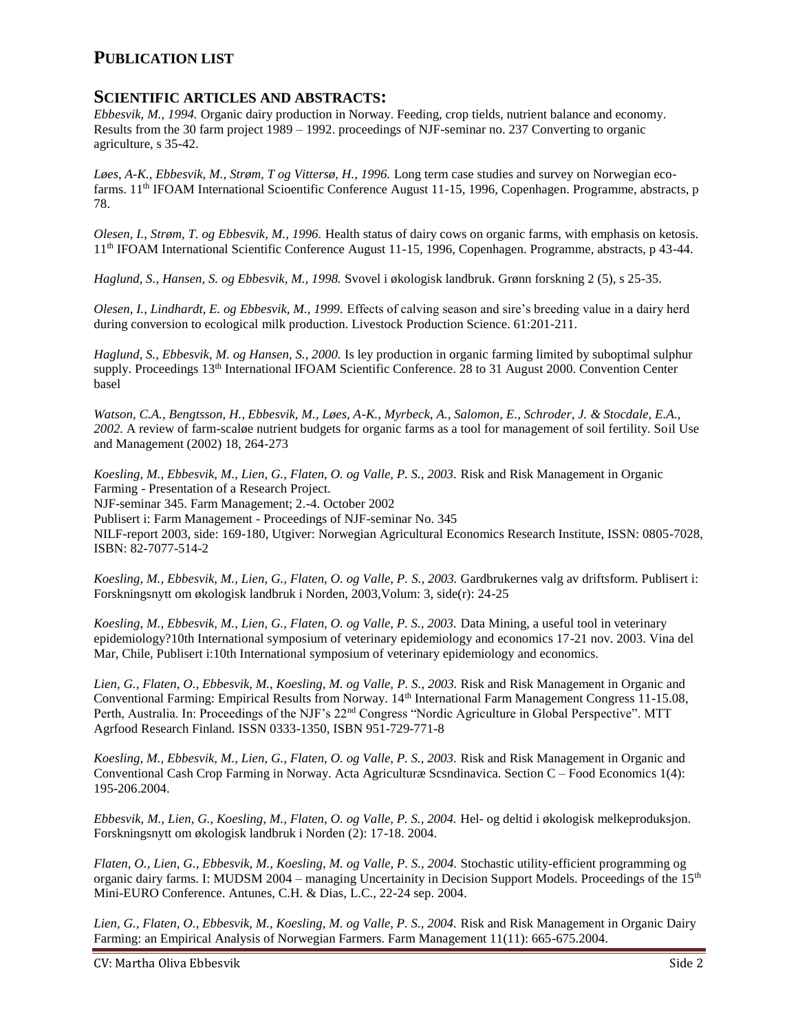## PUBLICATION LIST

## SCIENTIFIC ARTICLES AND ABSTRACTS:

*Ebbesvik, M., 1994.* Organic dairy production in Norway. Feeding, crop tields, nutrient balance and economy. Results from the 30 farm project 1989 – 1992. proceedings of NJF-seminar no. 237 Converting to organic agriculture, s 35-42.

*Løes, A-K., Ebbesvik, M., Strøm, T og Vittersø, H., 1996.* Long term case studies and survey on Norwegian eco-farms. 11th IFOAM International Scioentific Conference August 11-15, 1996, Copenhagen. Programme, abstracts, p 78.

*Olesen, I., Strøm, T. og Ebbesvik, M., 1996.* Health status of dairy cows on organic farms, with emphasis on ketosis. 11th IFOAM International Scientific Conference August 11-15, 1996, Copenhagen. Programme, abstracts, p 43-44.

*Haglund, S., Hansen, S. og Ebbesvik, M., 1998.* Svovel i økologisk landbruk. Grønn forskning 2 (5), s 25-35.

*Olesen, I., Lindhardt, E. og Ebbesvik, M., 1999.* Effects of calving season and sire's breeding value in a dairy herd during conversion to ecological milk production. Livestock Production Science. 61:201-211.

*Haglund, S., Ebbesvik, M. og Hansen, S., 2000.* Is ley production in organic farming limited by suboptimal sulphur supply. Proceedings 13th International IFOAM Scientific Conference. 28 to 31 August 2000. Convention Center basel

*Watson, C.A., Bengtsson, H., Ebbesvik, M., Løes, A-K., Myrbeck, A., Salomon, E., Schroder, J. & Stocdale, E.A., 2002.* A review of farm-scaløe nutrient budgets for organic farms as a tool for management of soil fertility. Soil Use and Management (2002) 18, 264-273

*Koesling, M., Ebbesvik, M., Lien, G., Flaten, O. og Valle, P. S., 2003.* Risk and Risk Management in Organic Farming - Presentation of a Research Project.
NJF-seminar 345. Farm Management; 2.-4. October 2002
Publisert i: Farm Management - Proceedings of NJF-seminar No. 345
NILF-report 2003, side: 169-180, Utgiver: Norwegian Agricultural Economics Research Institute, ISSN: 0805-7028, ISBN: 82-7077-514-2

*Koesling, M., Ebbesvik, M., Lien, G., Flaten, O. og Valle, P. S., 2003.* Gardbrukernes valg av driftsform. Publisert i: Forskningsnytt om økologisk landbruk i Norden, 2003,Volum: 3, side(r): 24-25

*Koesling, M., Ebbesvik, M., Lien, G., Flaten, O. og Valle, P. S., 2003.* Data Mining, a useful tool in veterinary epidemiology?10th International symposium of veterinary epidemiology and economics 17-21 nov. 2003. Vina del Mar, Chile, Publisert i:10th International symposium of veterinary epidemiology and economics.

*Lien, G., Flaten, O., Ebbesvik, M., Koesling, M. og Valle, P. S., 2003.* Risk and Risk Management in Organic and Conventional Farming: Empirical Results from Norway. 14th International Farm Management Congress 11-15.08, Perth, Australia. In: Proceedings of the NJF's 22nd Congress "Nordic Agriculture in Global Perspective". MTT Agrfood Research Finland. ISSN 0333-1350, ISBN 951-729-771-8

*Koesling, M., Ebbesvik, M., Lien, G., Flaten, O. og Valle, P. S., 2003.* Risk and Risk Management in Organic and Conventional Cash Crop Farming in Norway. Acta Agriculturæ Scsndinavica. Section C – Food Economics 1(4): 195-206.2004.

*Ebbesvik, M., Lien, G., Koesling, M., Flaten, O. og Valle, P. S., 2004.* Hel- og deltid i økologisk melkeproduksjon. Forskningsnytt om økologisk landbruk i Norden (2): 17-18. 2004.

*Flaten, O., Lien, G., Ebbesvik, M., Koesling, M. og Valle, P. S., 2004.* Stochastic utility-efficient programming og organic dairy farms. I: MUDSM 2004 – managing Uncertainity in Decision Support Models. Proceedings of the 15th Mini-EURO Conference. Antunes, C.H. & Dias, L.C., 22-24 sep. 2004.

*Lien, G., Flaten, O., Ebbesvik, M., Koesling, M. og Valle, P. S., 2004.* Risk and Risk Management in Organic Dairy Farming: an Empirical Analysis of Norwegian Farmers. Farm Management 11(11): 665-675.2004.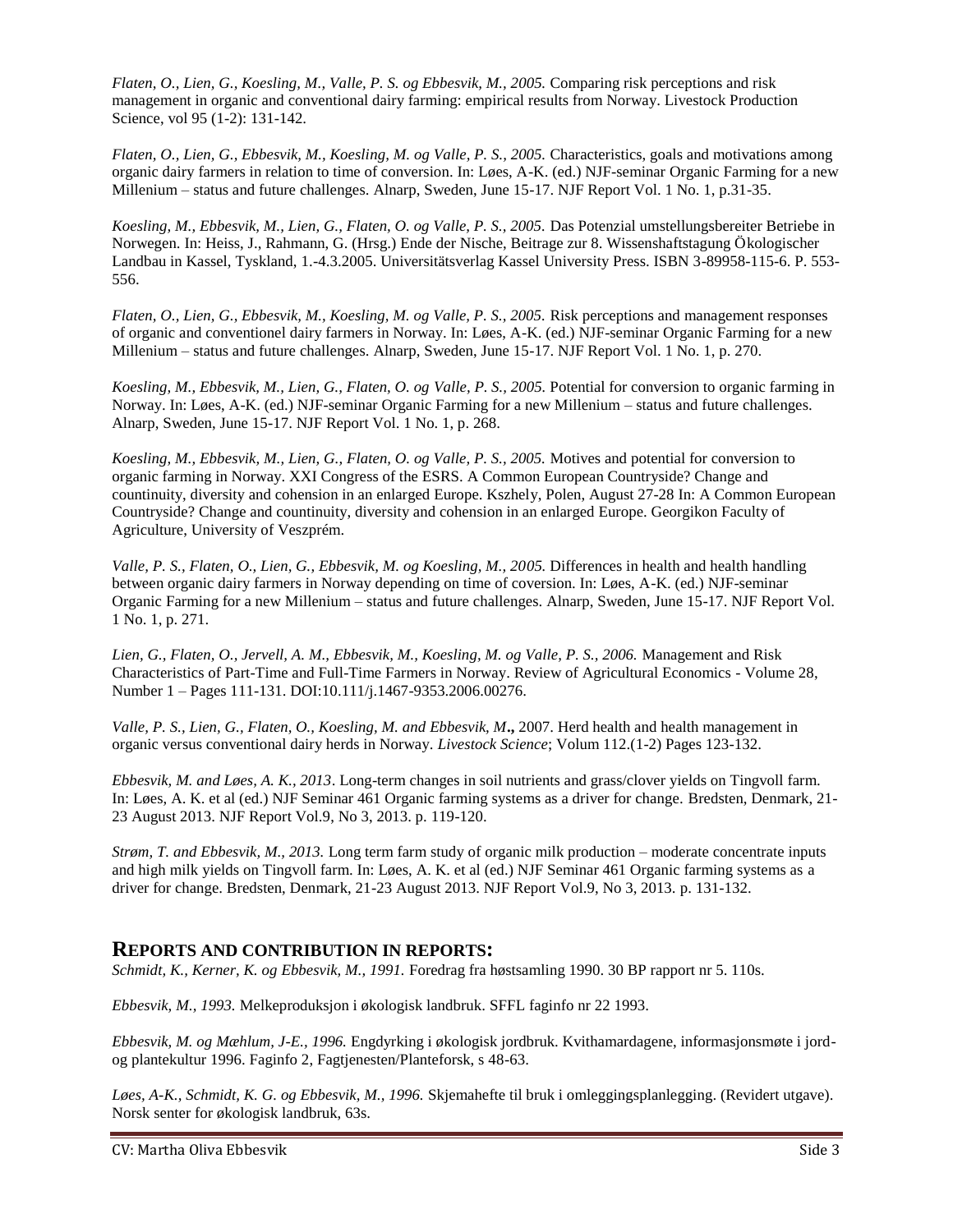*Flaten, O., Lien, G., Koesling, M., Valle, P. S. og Ebbesvik, M., 2005.* Comparing risk perceptions and risk management in organic and conventional dairy farming: empirical results from Norway. Livestock Production Science, vol 95 (1-2): 131-142.

*Flaten, O., Lien, G., Ebbesvik, M., Koesling, M. og Valle, P. S., 2005.* Characteristics, goals and motivations among organic dairy farmers in relation to time of conversion. In: Løes, A-K. (ed.) NJF-seminar Organic Farming for a new Millenium – status and future challenges. Alnarp, Sweden, June 15-17. NJF Report Vol. 1 No. 1, p.31-35.

*Koesling, M., Ebbesvik, M., Lien, G., Flaten, O. og Valle, P. S., 2005.* Das Potenzial umstellungsbereiter Betriebe in Norwegen. In: Heiss, J., Rahmann, G. (Hrsg.) Ende der Nische, Beitrage zur 8. Wissenshaftstagung Ökologischer Landbau in Kassel, Tyskland, 1.-4.3.2005. Universitätsverlag Kassel University Press. ISBN 3-89958-115-6. P. 553-556.

*Flaten, O., Lien, G., Ebbesvik, M., Koesling, M. og Valle, P. S., 2005.* Risk perceptions and management responses of organic and conventionel dairy farmers in Norway. In: Løes, A-K. (ed.) NJF-seminar Organic Farming for a new Millenium – status and future challenges. Alnarp, Sweden, June 15-17. NJF Report Vol. 1 No. 1, p. 270.

*Koesling, M., Ebbesvik, M., Lien, G., Flaten, O. og Valle, P. S., 2005.* Potential for conversion to organic farming in Norway. In: Løes, A-K. (ed.) NJF-seminar Organic Farming for a new Millenium – status and future challenges. Alnarp, Sweden, June 15-17. NJF Report Vol. 1 No. 1, p. 268.

*Koesling, M., Ebbesvik, M., Lien, G., Flaten, O. og Valle, P. S., 2005.* Motives and potential for conversion to organic farming in Norway. XXI Congress of the ESRS. A Common European Countryside? Change and countinuity, diversity and cohension in an enlarged Europe. Kszhely, Polen, August 27-28 In: A Common European Countryside? Change and countinuity, diversity and cohension in an enlarged Europe. Georgikon Faculty of Agriculture, University of Veszprém.

*Valle, P. S., Flaten, O., Lien, G., Ebbesvik, M. og Koesling, M., 2005.* Differences in health and health handling between organic dairy farmers in Norway depending on time of coversion. In: Løes, A-K. (ed.) NJF-seminar Organic Farming for a new Millenium – status and future challenges. Alnarp, Sweden, June 15-17. NJF Report Vol. 1 No. 1, p. 271.

*Lien, G., Flaten, O., Jervell, A. M., Ebbesvik, M., Koesling, M. og Valle, P. S., 2006.* Management and Risk Characteristics of Part-Time and Full-Time Farmers in Norway. Review of Agricultural Economics - Volume 28, Number 1 – Pages 111-131. DOI:10.111/j.1467-9353.2006.00276.

*Valle, P. S., Lien, G., Flaten, O., Koesling, M. and Ebbesvik, M.***.** 2007. Herd health and health management in organic versus conventional dairy herds in Norway. *Livestock Science*; Volum 112.(1-2) Pages 123-132.

*Ebbesvik, M. and Løes, A. K., 2013*. Long-term changes in soil nutrients and grass/clover yields on Tingvoll farm. In: Løes, A. K. et al (ed.) NJF Seminar 461 Organic farming systems as a driver for change. Bredsten, Denmark, 21-23 August 2013. NJF Report Vol.9, No 3, 2013. p. 119-120.

*Strøm, T. and Ebbesvik, M., 2013.* Long term farm study of organic milk production – moderate concentrate inputs and high milk yields on Tingvoll farm. In: Løes, A. K. et al (ed.) NJF Seminar 461 Organic farming systems as a driver for change. Bredsten, Denmark, 21-23 August 2013. NJF Report Vol.9, No 3, 2013. p. 131-132.

## REPORTS AND CONTRIBUTION IN REPORTS:

*Schmidt, K., Kerner, K. og Ebbesvik, M., 1991.* Foredrag fra høstsamling 1990. 30 BP rapport nr 5. 110s.

*Ebbesvik, M., 1993.* Melkeproduksjon i økologisk landbruk. SFFL faginfo nr 22 1993.

*Ebbesvik, M. og Mæhlum, J-E., 1996.* Engdyrking i økologisk jordbruk. Kvithamardagene, informasjonsmøte i jord- og plantekultur 1996. Faginfo 2, Fagtjenesten/Planteforsk, s 48-63.

*Løes, A-K., Schmidt, K. G. og Ebbesvik, M., 1996.* Skjemahefte til bruk i omleggingsplanlegging. (Revidert utgave). Norsk senter for økologisk landbruk, 63s.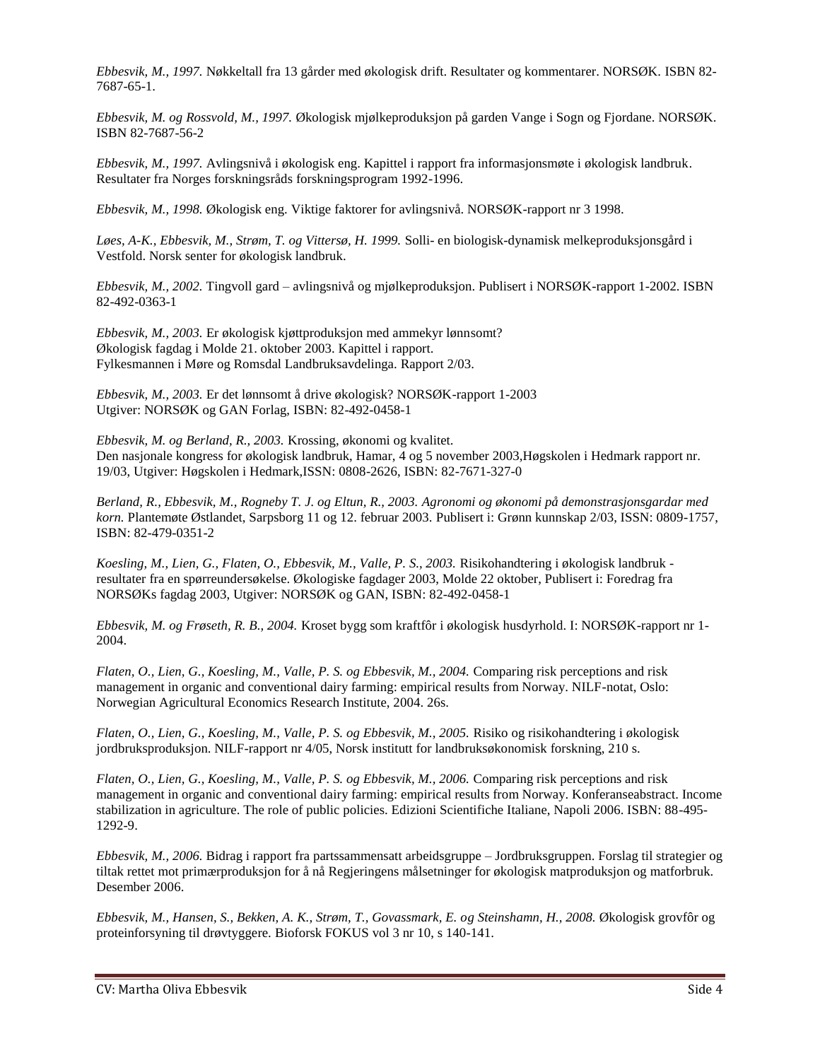*Ebbesvik, M., 1997.* Nøkkeltall fra 13 gårder med økologisk drift. Resultater og kommentarer. NORSØK. ISBN 82-7687-65-1.

*Ebbesvik, M. og Rossvold, M., 1997.* Økologisk mjølkeproduksjon på garden Vange i Sogn og Fjordane. NORSØK. ISBN 82-7687-56-2

*Ebbesvik, M., 1997.* Avlingsnivå i økologisk eng. Kapittel i rapport fra informasjonsmøte i økologisk landbruk. Resultater fra Norges forskningsråds forskningsprogram 1992-1996.

*Ebbesvik, M., 1998.* Økologisk eng. Viktige faktorer for avlingsnivå. NORSØK-rapport nr 3 1998.

*Løes, A-K., Ebbesvik, M., Strøm, T. og Vittersø, H. 1999.* Solli- en biologisk-dynamisk melkeproduksjonsgård i Vestfold. Norsk senter for økologisk landbruk.

*Ebbesvik, M., 2002.* Tingvoll gard – avlingsnivå og mjølkeproduksjon. Publisert i NORSØK-rapport 1-2002. ISBN 82-492-0363-1

*Ebbesvik, M., 2003.* Er økologisk kjøttproduksjon med ammekyr lønnsomt?
Økologisk fagdag i Molde 21. oktober 2003. Kapittel i rapport.
Fylkesmannen i Møre og Romsdal Landbruksavdelinga. Rapport 2/03.

*Ebbesvik, M., 2003.* Er det lønnsomt å drive økologisk? NORSØK-rapport 1-2003
Utgiver: NORSØK og GAN Forlag, ISBN: 82-492-0458-1

*Ebbesvik, M. og Berland, R., 2003.* Krossing, økonomi og kvalitet.
Den nasjonale kongress for økologisk landbruk, Hamar, 4 og 5 november 2003,Høgskolen i Hedmark rapport nr. 19/03, Utgiver: Høgskolen i Hedmark,ISSN: 0808-2626, ISBN: 82-7671-327-0

*Berland, R., Ebbesvik, M., Rogneby T. J. og Eltun, R., 2003. Agronomi og økonomi på demonstrasjonsgardar med korn.* Plantemøte Østlandet, Sarpsborg 11 og 12. februar 2003. Publisert i: Grønn kunnskap 2/03, ISSN: 0809-1757, ISBN: 82-479-0351-2

*Koesling, M., Lien, G., Flaten, O., Ebbesvik, M., Valle, P. S., 2003.* Risikohandtering i økologisk landbruk - resultater fra en spørreundersøkelse. Økologiske fagdager 2003, Molde 22 oktober, Publisert i: Foredrag fra NORSØKs fagdag 2003, Utgiver: NORSØK og GAN, ISBN: 82-492-0458-1

*Ebbesvik, M. og Frøseth, R. B., 2004.* Kroset bygg som kraftfôr i økologisk husdyrhold. I: NORSØK-rapport nr 1-2004.

*Flaten, O., Lien, G., Koesling, M., Valle, P. S. og Ebbesvik, M., 2004.* Comparing risk perceptions and risk management in organic and conventional dairy farming: empirical results from Norway. NILF-notat, Oslo: Norwegian Agricultural Economics Research Institute, 2004. 26s.

*Flaten, O., Lien, G., Koesling, M., Valle, P. S. og Ebbesvik, M., 2005.* Risiko og risikohandtering i økologisk jordbruksproduksjon. NILF-rapport nr 4/05, Norsk institutt for landbruksøkonomisk forskning, 210 s.

*Flaten, O., Lien, G., Koesling, M., Valle, P. S. og Ebbesvik, M., 2006.* Comparing risk perceptions and risk management in organic and conventional dairy farming: empirical results from Norway. Konferanseabstract. Income stabilization in agriculture. The role of public policies. Edizioni Scientifiche Italiane, Napoli 2006. ISBN: 88-495-1292-9.

*Ebbesvik, M., 2006.* Bidrag i rapport fra partssammensatt arbeidsgruppe – Jordbruksgruppen. Forslag til strategier og tiltak rettet mot primærproduksjon for å nå Regjeringens målsetninger for økologisk matproduksjon og matforbruk. Desember 2006.

*Ebbesvik, M., Hansen, S., Bekken, A. K., Strøm, T., Govassmark, E. og Steinshamn, H., 2008.* Økologisk grovfôr og proteinforsyning til drøvtyggere. Bioforsk FOKUS vol 3 nr 10, s 140-141.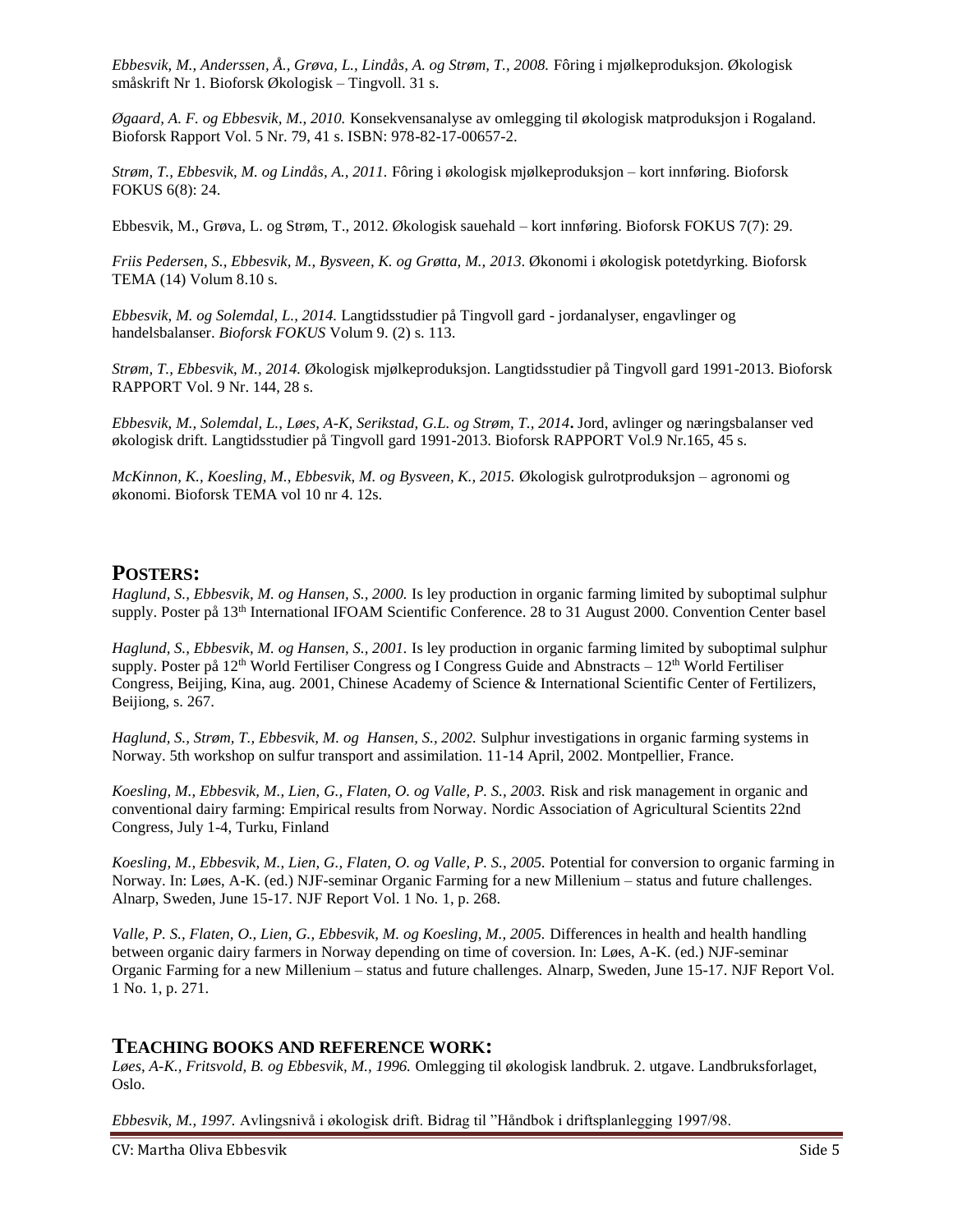*Ebbesvik, M., Anderssen, Å., Grøva, L., Lindås, A. og Strøm, T., 2008.* Fôring i mjølkeproduksjon. Økologisk småskrift Nr 1. Bioforsk Økologisk – Tingvoll. 31 s.

*Øgaard, A. F. og Ebbesvik, M., 2010.* Konsekvensanalyse av omlegging til økologisk matproduksjon i Rogaland. Bioforsk Rapport Vol. 5 Nr. 79, 41 s. ISBN: 978-82-17-00657-2.

*Strøm, T., Ebbesvik, M. og Lindås, A., 2011.* Fôring i økologisk mjølkeproduksjon – kort innføring. Bioforsk FOKUS 6(8): 24.

Ebbesvik, M., Grøva, L. og Strøm, T., 2012. Økologisk sauehald – kort innføring. Bioforsk FOKUS 7(7): 29.

*Friis Pedersen, S., Ebbesvik, M., Bysveen, K. og Grøtta, M., 2013*. Økonomi i økologisk potetdyrking. Bioforsk TEMA (14) Volum 8.10 s.

*Ebbesvik, M. og Solemdal, L., 2014.* Langtidsstudier på Tingvoll gard - jordanalyser, engavlinger og handelsbalanser. *Bioforsk FOKUS* Volum 9. (2) s. 113.

*Strøm, T., Ebbesvik, M., 2014.* Økologisk mjølkeproduksjon. Langtidsstudier på Tingvoll gard 1991-2013. Bioforsk RAPPORT Vol. 9 Nr. 144, 28 s.

*Ebbesvik, M., Solemdal, L., Løes, A-K, Serikstad, G.L. og Strøm, T., 2014***.** Jord, avlinger og næringsbalanser ved økologisk drift. Langtidsstudier på Tingvoll gard 1991-2013. Bioforsk RAPPORT Vol.9 Nr.165, 45 s.

*McKinnon, K., Koesling, M., Ebbesvik, M. og Bysveen, K., 2015.* Økologisk gulrotproduksjon – agronomi og økonomi. Bioforsk TEMA vol 10 nr 4. 12s.

## POSTERS:

*Haglund, S., Ebbesvik, M. og Hansen, S., 2000.* Is ley production in organic farming limited by suboptimal sulphur supply. Poster på 13th International IFOAM Scientific Conference. 28 to 31 August 2000. Convention Center basel

*Haglund, S., Ebbesvik, M. og Hansen, S., 2001.* Is ley production in organic farming limited by suboptimal sulphur supply. Poster på 12th World Fertiliser Congress og I Congress Guide and Abnstracts – 12th World Fertiliser Congress, Beijing, Kina, aug. 2001, Chinese Academy of Science & International Scientific Center of Fertilizers, Beijiong, s. 267.

*Haglund, S., Strøm, T., Ebbesvik, M. og Hansen, S., 2002.* Sulphur investigations in organic farming systems in Norway. 5th workshop on sulfur transport and assimilation. 11-14 April, 2002. Montpellier, France.

*Koesling, M., Ebbesvik, M., Lien, G., Flaten, O. og Valle, P. S., 2003.* Risk and risk management in organic and conventional dairy farming: Empirical results from Norway. Nordic Association of Agricultural Scientits 22nd Congress, July 1-4, Turku, Finland

*Koesling, M., Ebbesvik, M., Lien, G., Flaten, O. og Valle, P. S., 2005.* Potential for conversion to organic farming in Norway. In: Løes, A-K. (ed.) NJF-seminar Organic Farming for a new Millenium – status and future challenges. Alnarp, Sweden, June 15-17. NJF Report Vol. 1 No. 1, p. 268.

*Valle, P. S., Flaten, O., Lien, G., Ebbesvik, M. og Koesling, M., 2005.* Differences in health and health handling between organic dairy farmers in Norway depending on time of coversion. In: Løes, A-K. (ed.) NJF-seminar Organic Farming for a new Millenium – status and future challenges. Alnarp, Sweden, June 15-17. NJF Report Vol. 1 No. 1, p. 271.

## TEACHING BOOKS AND REFERENCE WORK:

*Løes, A-K., Fritsvold, B. og Ebbesvik, M., 1996.* Omlegging til økologisk landbruk. 2. utgave. Landbruksforlaget, Oslo.

*Ebbesvik, M., 1997.* Avlingsnivå i økologisk drift. Bidrag til "Håndbok i driftsplanlegging 1997/98.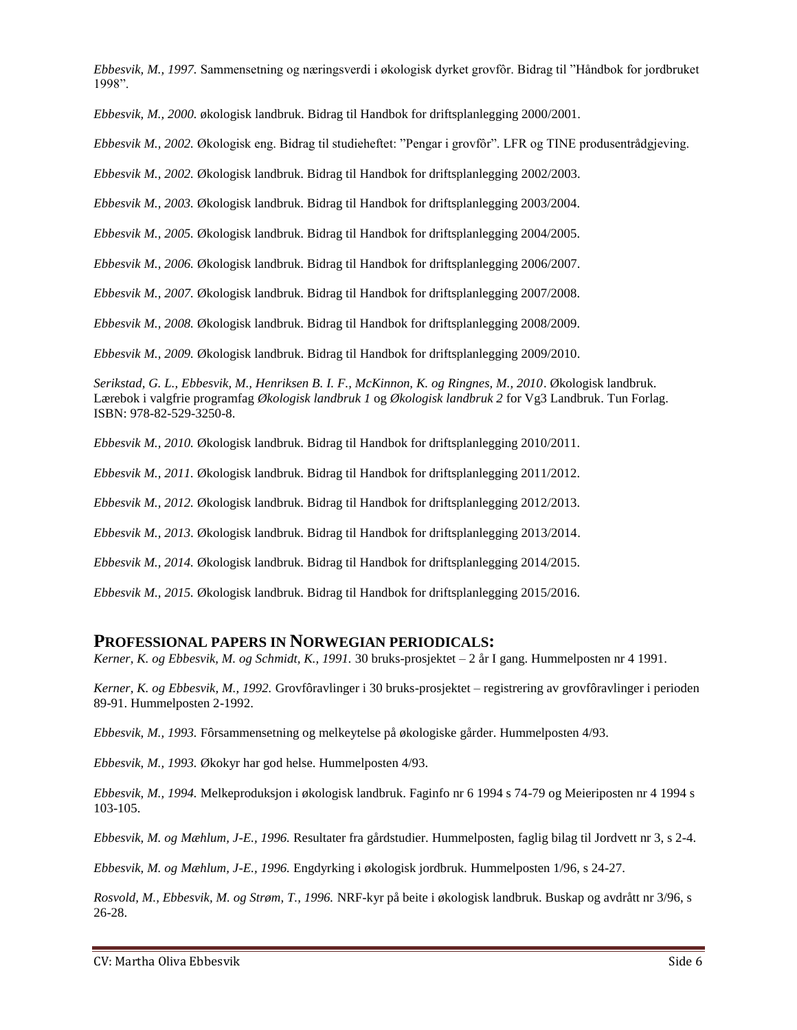*Ebbesvik, M., 1997.* Sammensetning og næringsverdi i økologisk dyrket grovfôr. Bidrag til "Håndbok for jordbruket 1998".

*Ebbesvik, M., 2000.* økologisk landbruk. Bidrag til Handbok for driftsplanlegging 2000/2001.

*Ebbesvik M., 2002.* Økologisk eng. Bidrag til studieheftet: "Pengar i grovfôr". LFR og TINE produsentrådgjeving.

*Ebbesvik M., 2002.* Økologisk landbruk. Bidrag til Handbok for driftsplanlegging 2002/2003.

*Ebbesvik M., 2003.* Økologisk landbruk. Bidrag til Handbok for driftsplanlegging 2003/2004.

*Ebbesvik M., 2005.* Økologisk landbruk. Bidrag til Handbok for driftsplanlegging 2004/2005.

*Ebbesvik M., 2006.* Økologisk landbruk. Bidrag til Handbok for driftsplanlegging 2006/2007.

*Ebbesvik M., 2007.* Økologisk landbruk. Bidrag til Handbok for driftsplanlegging 2007/2008.

*Ebbesvik M., 2008.* Økologisk landbruk. Bidrag til Handbok for driftsplanlegging 2008/2009.

*Ebbesvik M., 2009.* Økologisk landbruk. Bidrag til Handbok for driftsplanlegging 2009/2010.

*Serikstad, G. L., Ebbesvik, M., Henriksen B. I. F., McKinnon, K. og Ringnes, M., 2010*. Økologisk landbruk. Lærebok i valgfrie programfag *Økologisk landbruk 1* og *Økologisk landbruk 2* for Vg3 Landbruk. Tun Forlag. ISBN: 978-82-529-3250-8.

*Ebbesvik M., 2010.* Økologisk landbruk. Bidrag til Handbok for driftsplanlegging 2010/2011.

*Ebbesvik M., 2011.* Økologisk landbruk. Bidrag til Handbok for driftsplanlegging 2011/2012.

*Ebbesvik M., 2012.* Økologisk landbruk. Bidrag til Handbok for driftsplanlegging 2012/2013.

*Ebbesvik M., 2013.* Økologisk landbruk. Bidrag til Handbok for driftsplanlegging 2013/2014.

*Ebbesvik M., 2014.* Økologisk landbruk. Bidrag til Handbok for driftsplanlegging 2014/2015.

*Ebbesvik M., 2015.* Økologisk landbruk. Bidrag til Handbok for driftsplanlegging 2015/2016.

## PROFESSIONAL PAPERS IN NORWEGIAN PERIODICALS:

*Kerner, K. og Ebbesvik, M. og Schmidt, K., 1991.* 30 bruks-prosjektet – 2 år I gang. Hummelposten nr 4 1991.

*Kerner, K. og Ebbesvik, M., 1992.* Grovfôravlinger i 30 bruks-prosjektet – registrering av grovfôravlinger i perioden 89-91. Hummelposten 2-1992.

*Ebbesvik, M., 1993.* Fôrsammensetning og melkeytelse på økologiske gårder. Hummelposten 4/93.

*Ebbesvik, M., 1993.* Økokyr har god helse. Hummelposten 4/93.

*Ebbesvik, M., 1994.* Melkeproduksjon i økologisk landbruk. Faginfo nr 6 1994 s 74-79 og Meieriposten nr 4 1994 s 103-105.

*Ebbesvik, M. og Mæhlum, J-E., 1996.* Resultater fra gårdstudier. Hummelposten, faglig bilag til Jordvett nr 3, s 2-4.

*Ebbesvik, M. og Mæhlum, J-E., 1996.* Engdyrking i økologisk jordbruk. Hummelposten 1/96, s 24-27.

*Rosvold, M., Ebbesvik, M. og Strøm, T., 1996.* NRF-kyr på beite i økologisk landbruk. Buskap og avdrått nr 3/96, s 26-28.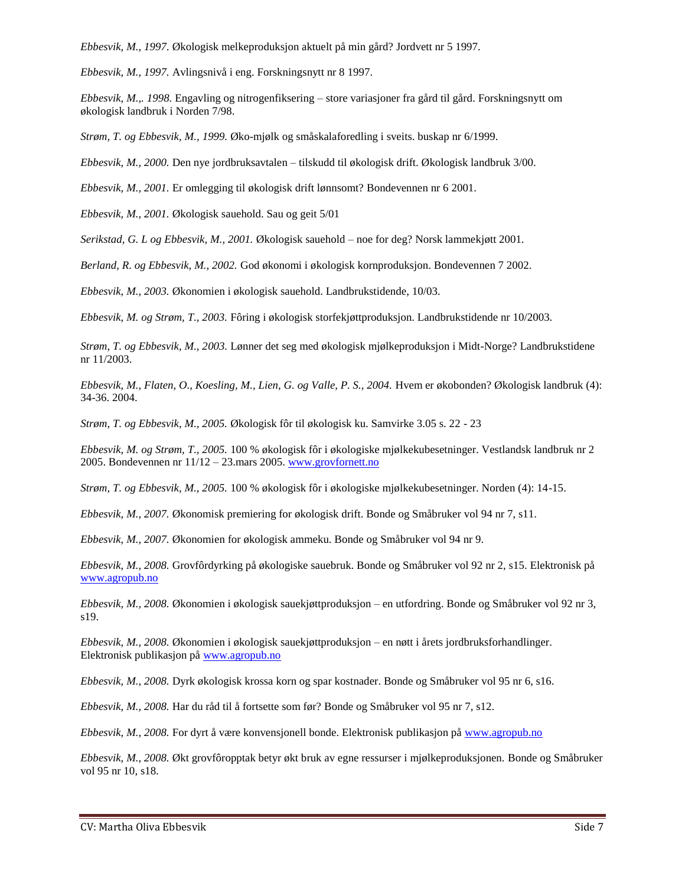*Ebbesvik, M., 1997.* Økologisk melkeproduksjon aktuelt på min gård? Jordvett nr 5 1997.

*Ebbesvik, M., 1997.* Avlingsnivå i eng. Forskningsnytt nr 8 1997.

*Ebbesvik, M.,. 1998.* Engavling og nitrogenfiksering – store variasjoner fra gård til gård. Forskningsnytt om økologisk landbruk i Norden 7/98.

*Strøm, T. og Ebbesvik, M., 1999.* Øko-mjølk og småskalaforedling i sveits. buskap nr 6/1999.

*Ebbesvik, M., 2000.* Den nye jordbruksavtalen – tilskudd til økologisk drift. Økologisk landbruk 3/00.

*Ebbesvik, M., 2001.* Er omlegging til økologisk drift lønnsomt? Bondevennen nr 6 2001.

*Ebbesvik, M., 2001.* Økologisk sauehold. Sau og geit 5/01

*Serikstad, G. L og Ebbesvik, M., 2001.* Økologisk sauehold – noe for deg? Norsk lammekjøtt 2001.

*Berland, R. og Ebbesvik, M., 2002.* God økonomi i økologisk kornproduksjon. Bondevennen 7 2002.

*Ebbesvik, M., 2003.* Økonomien i økologisk sauehold. Landbrukstidende, 10/03.

*Ebbesvik, M. og Strøm, T., 2003.* Fôring i økologisk storfekjøttproduksjon. Landbrukstidende nr 10/2003.

*Strøm, T. og Ebbesvik, M., 2003.* Lønner det seg med økologisk mjølkeproduksjon i Midt-Norge? Landbrukstidene nr 11/2003.

*Ebbesvik, M., Flaten, O., Koesling, M., Lien, G. og Valle, P. S., 2004.* Hvem er økobonden? Økologisk landbruk (4): 34-36. 2004.

*Strøm, T. og Ebbesvik, M., 2005.* Økologisk fôr til økologisk ku. Samvirke 3.05 s. 22 - 23

*Ebbesvik, M. og Strøm, T., 2005.* 100 % økologisk fôr i økologiske mjølkekubesetninger. Vestlandsk landbruk nr 2 2005. Bondevennen nr 11/12 – 23.mars 2005. [www.grovfornett.no](www.grovfornett.no)

*Strøm, T. og Ebbesvik, M., 2005.* 100 % økologisk fôr i økologiske mjølkekubesetninger. Norden (4): 14-15.

*Ebbesvik, M., 2007.* Økonomisk premiering for økologisk drift. Bonde og Småbruker vol 94 nr 7, s11.

*Ebbesvik, M., 2007.* Økonomien for økologisk ammeku. Bonde og Småbruker vol 94 nr 9.

*Ebbesvik, M., 2008.* Grovfôrdyrking på økologiske sauebruk. Bonde og Småbruker vol 92 nr 2, s15. Elektronisk på [www.agropub.no](www.agropub.no)

*Ebbesvik, M., 2008.* Økonomien i økologisk sauekjøttproduksjon – en utfordring. Bonde og Småbruker vol 92 nr 3, s19.

*Ebbesvik, M., 2008.* Økonomien i økologisk sauekjøttproduksjon – en nøtt i årets jordbruksforhandlinger. Elektronisk publikasjon på [www.agropub.no](www.agropub.no)

*Ebbesvik, M., 2008.* Dyrk økologisk krossa korn og spar kostnader. Bonde og Småbruker vol 95 nr 6, s16.

*Ebbesvik, M., 2008.* Har du råd til å fortsette som før? Bonde og Småbruker vol 95 nr 7, s12.

*Ebbesvik, M., 2008.* For dyrt å være konvensjonell bonde. Elektronisk publikasjon på [www.agropub.no](www.agropub.no)

*Ebbesvik, M., 2008.* Økt grovfôropptak betyr økt bruk av egne ressurser i mjølkeproduksjonen. Bonde og Småbruker vol 95 nr 10, s18.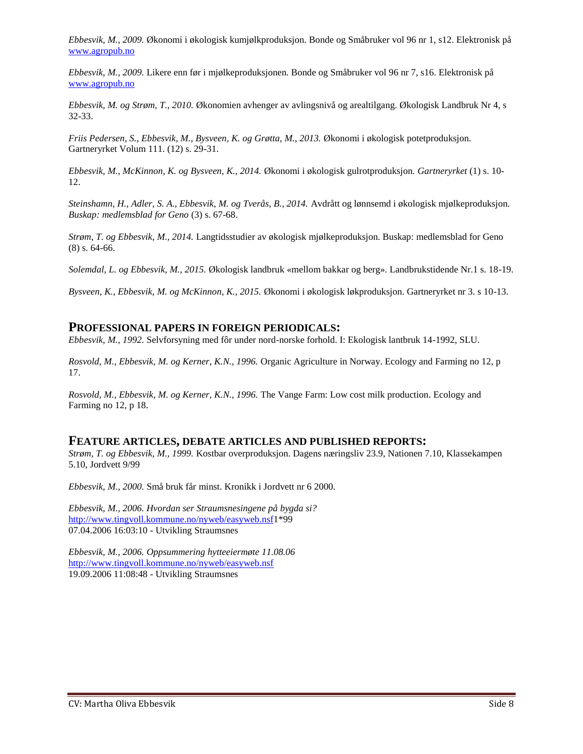*Ebbesvik, M., 2009.* Økonomi i økologisk kumjølkproduksjon. Bonde og Småbruker vol 96 nr 1, s12. Elektronisk på www.agropub.no

*Ebbesvik, M., 2009.* Likere enn før i mjølkeproduksjonen. Bonde og Småbruker vol 96 nr 7, s16. Elektronisk på www.agropub.no

*Ebbesvik, M. og Strøm, T., 2010.* Økonomien avhenger av avlingsnivå og arealtilgang. Økologisk Landbruk Nr 4, s 32-33.

*Friis Pedersen, S., Ebbesvik, M., Bysveen, K. og Grøtta, M., 2013.* Økonomi i økologisk potetproduksjon. Gartneryrket Volum 111. (12) s. 29-31.

*Ebbesvik, M., McKinnon, K. og Bysveen, K., 2014.* Økonomi i økologisk gulrotproduksjon. *Gartneryrket* (1) s. 10-12.

*Steinshamn, H., Adler, S. A., Ebbesvik, M. og Tverås, B., 2014.* Avdrått og lønnsemd i økologisk mjølkeproduksjon. *Buskap: medlemsblad for Geno* (3) s. 67-68.

*Strøm, T. og Ebbesvik, M., 2014.* Langtidsstudier av økologisk mjølkeproduksjon. Buskap: medlemsblad for Geno (8) s. 64-66.

*Solemdal, L. og Ebbesvik, M., 2015.* Økologisk landbruk «mellom bakkar og berg». Landbrukstidende Nr.1 s. 18-19.

*Bysveen, K., Ebbesvik, M. og McKinnon, K., 2015.* Økonomi i økologisk løkproduksjon. Gartneryrket nr 3. s 10-13.

## PROFESSIONAL PAPERS IN FOREIGN PERIODICALS:

*Ebbesvik, M., 1992.* Selvforsyning med fôr under nord-norske forhold. I: Ekologisk lantbruk 14-1992, SLU.

*Rosvold, M., Ebbesvik, M. og Kerner, K.N., 1996.* Organic Agriculture in Norway. Ecology and Farming no 12, p 17.

*Rosvold, M., Ebbesvik, M. og Kerner, K.N., 1996.* The Vange Farm: Low cost milk production. Ecology and Farming no 12, p 18.

## FEATURE ARTICLES, DEBATE ARTICLES AND PUBLISHED REPORTS:

*Strøm, T. og Ebbesvik, M., 1999.* Kostbar overproduksjon. Dagens næringsliv 23.9, Nationen 7.10, Klassekampen 5.10, Jordvett 9/99

*Ebbesvik, M., 2000.* Små bruk får minst. Kronikk i Jordvett nr 6 2000.

*Ebbesvik, M., 2006. Hvordan ser Straumsnesingene på bygda si?*
http://www.tingvoll.kommune.no/nyweb/easyweb.nsf1*99
07.04.2006 16:03:10 - Utvikling Straumsnes

*Ebbesvik, M., 2006. Oppsummering hytteeiermøte 11.08.06*
http://www.tingvoll.kommune.no/nyweb/easyweb.nsf
19.09.2006 11:08:48 - Utvikling Straumsnes